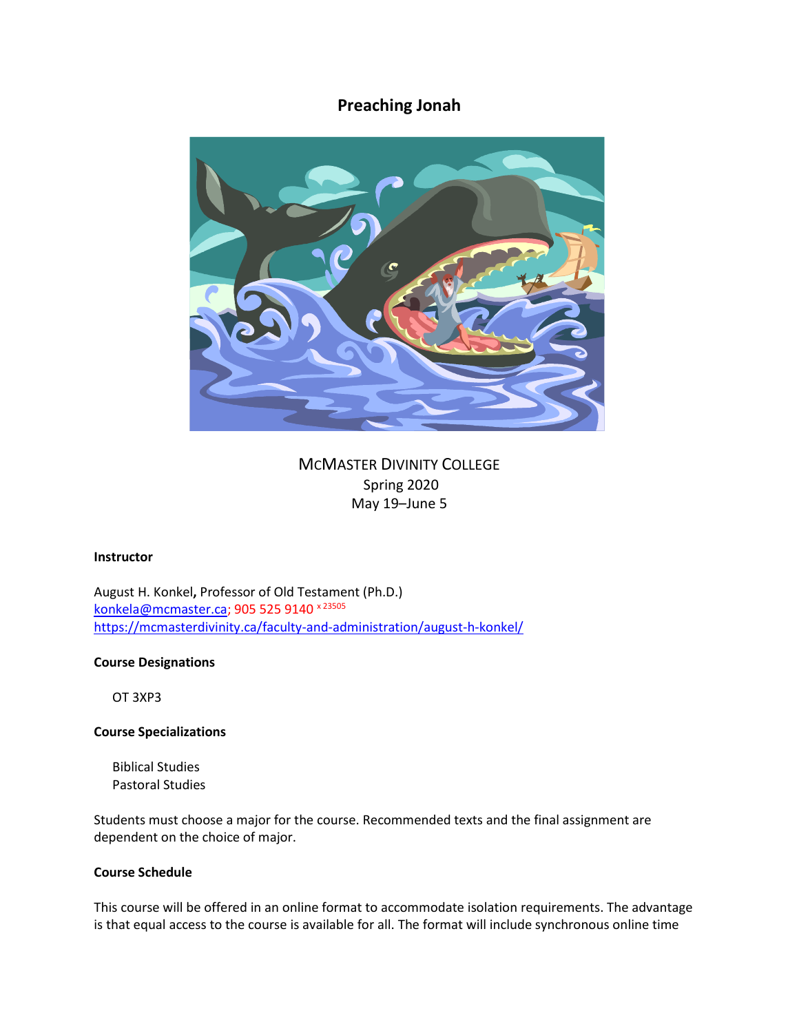# Preaching Jonah

McMaster Divinity College
Spring 2020
May 19–June 5

**Instructor**

August H. Konkel**,** Professor of Old Testament (Ph.D.)
konkela@mcmaster.ca; 905 525 9140 x 23505
https://mcmasterdivinity.ca/faculty-and-administration/august-h-konkel/

**Course Designations**

OT 3XP3

**Course Specializations**

Biblical Studies
Pastoral Studies

Students must choose a major for the course. Recommended texts and the final assignment are dependent on the choice of major.

**Course Schedule**

This course will be offered in an online format to accommodate isolation requirements. The advantage is that equal access to the course is available for all. The format will include synchronous online time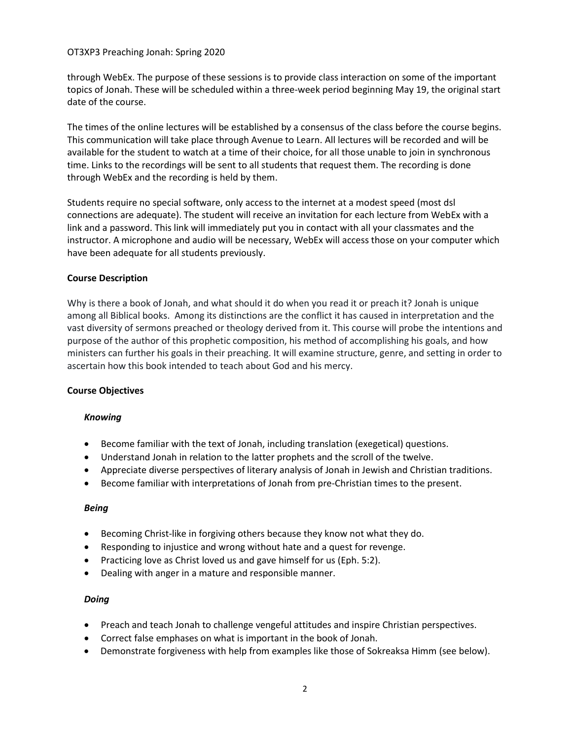through WebEx. The purpose of these sessions is to provide class interaction on some of the important topics of Jonah. These will be scheduled within a three-week period beginning May 19, the original start date of the course.

The times of the online lectures will be established by a consensus of the class before the course begins. This communication will take place through Avenue to Learn. All lectures will be recorded and will be available for the student to watch at a time of their choice, for all those unable to join in synchronous time. Links to the recordings will be sent to all students that request them. The recording is done through WebEx and the recording is held by them.

Students require no special software, only access to the internet at a modest speed (most dsl connections are adequate). The student will receive an invitation for each lecture from WebEx with a link and a password. This link will immediately put you in contact with all your classmates and the instructor. A microphone and audio will be necessary, WebEx will access those on your computer which have been adequate for all students previously.

**Course Description**

Why is there a book of Jonah, and what should it do when you read it or preach it? Jonah is unique among all Biblical books. Among its distinctions are the conflict it has caused in interpretation and the vast diversity of sermons preached or theology derived from it. This course will probe the intentions and purpose of the author of this prophetic composition, his method of accomplishing his goals, and how ministers can further his goals in their preaching. It will examine structure, genre, and setting in order to ascertain how this book intended to teach about God and his mercy.

**Course Objectives**

***Knowing***

- Become familiar with the text of Jonah, including translation (exegetical) questions.
- Understand Jonah in relation to the latter prophets and the scroll of the twelve.
- Appreciate diverse perspectives of literary analysis of Jonah in Jewish and Christian traditions.
- Become familiar with interpretations of Jonah from pre-Christian times to the present.

***Being***

- Becoming Christ-like in forgiving others because they know not what they do.
- Responding to injustice and wrong without hate and a quest for revenge.
- Practicing love as Christ loved us and gave himself for us (Eph. 5:2).
- Dealing with anger in a mature and responsible manner.

***Doing***

- Preach and teach Jonah to challenge vengeful attitudes and inspire Christian perspectives.
- Correct false emphases on what is important in the book of Jonah.
- Demonstrate forgiveness with help from examples like those of Sokreaksa Himm (see below).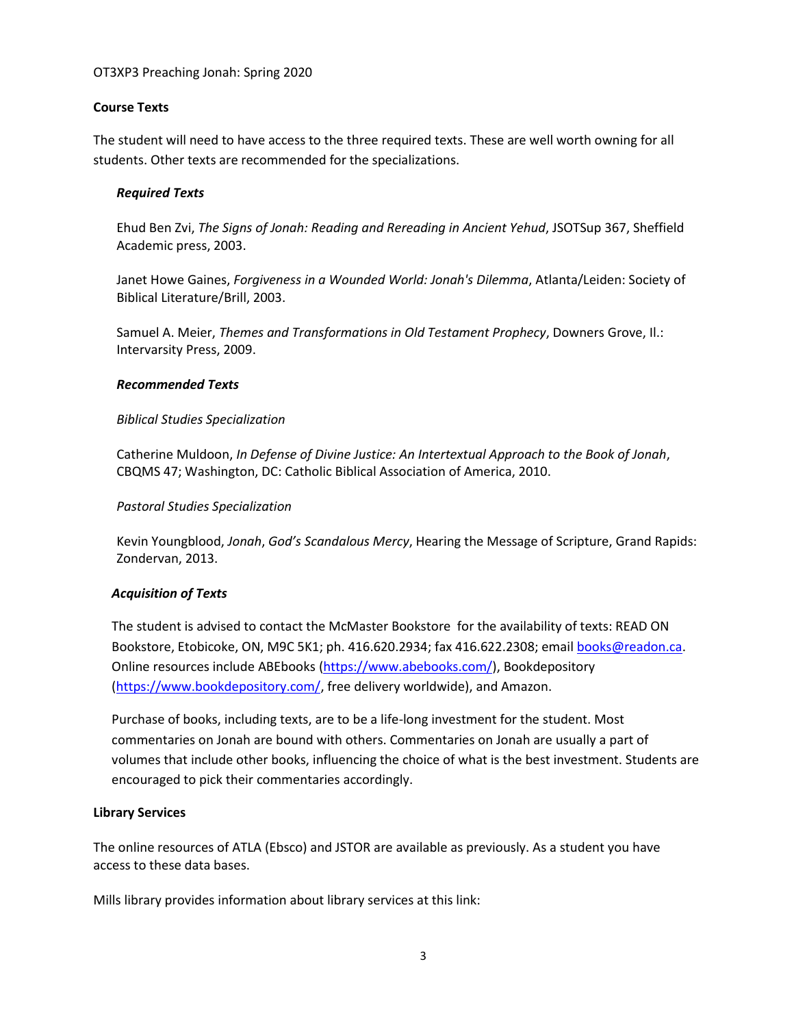OT3XP3 Preaching Jonah: Spring 2020

## Course Texts

The student will need to have access to the three required texts. These are well worth owning for all students. Other texts are recommended for the specializations.

### *Required Texts*

Ehud Ben Zvi, *The Signs of Jonah: Reading and Rereading in Ancient Yehud*, JSOTSup 367, Sheffield Academic press, 2003.

Janet Howe Gaines, *Forgiveness in a Wounded World: Jonah's Dilemma*, Atlanta/Leiden: Society of Biblical Literature/Brill, 2003.

Samuel A. Meier, *Themes and Transformations in Old Testament Prophecy*, Downers Grove, Il.: Intervarsity Press, 2009.

### *Recommended Texts*

*Biblical Studies Specialization*

Catherine Muldoon, *In Defense of Divine Justice: An Intertextual Approach to the Book of Jonah*, CBQMS 47; Washington, DC: Catholic Biblical Association of America, 2010.

*Pastoral Studies Specialization*

Kevin Youngblood, *Jonah*, *God's Scandalous Mercy*, Hearing the Message of Scripture, Grand Rapids: Zondervan, 2013.

### *Acquisition of Texts*

The student is advised to contact the McMaster Bookstore for the availability of texts: READ ON Bookstore, Etobicoke, ON, M9C 5K1; ph. 416.620.2934; fax 416.622.2308; email books@readon.ca. Online resources include ABEbooks (https://www.abebooks.com/), Bookdepository (https://www.bookdepository.com/, free delivery worldwide), and Amazon.

Purchase of books, including texts, are to be a life-long investment for the student. Most commentaries on Jonah are bound with others. Commentaries on Jonah are usually a part of volumes that include other books, influencing the choice of what is the best investment. Students are encouraged to pick their commentaries accordingly.

## Library Services

The online resources of ATLA (Ebsco) and JSTOR are available as previously. As a student you have access to these data bases.

Mills library provides information about library services at this link: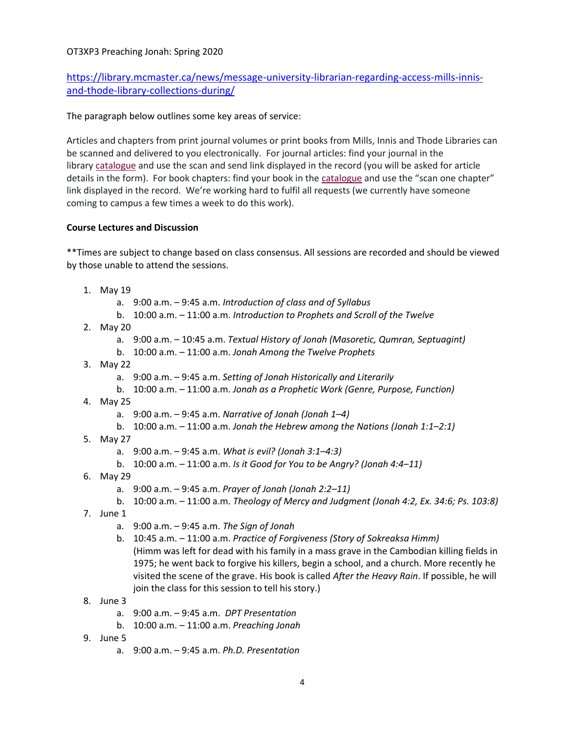OT3XP3 Preaching Jonah: Spring 2020

https://library.mcmaster.ca/news/message-university-librarian-regarding-access-mills-innis-and-thode-library-collections-during/

The paragraph below outlines some key areas of service:

Articles and chapters from print journal volumes or print books from Mills, Innis and Thode Libraries can be scanned and delivered to you electronically. For journal articles: find your journal in the library catalogue and use the scan and send link displayed in the record (you will be asked for article details in the form). For book chapters: find your book in the catalogue and use the "scan one chapter" link displayed in the record. We're working hard to fulfil all requests (we currently have someone coming to campus a few times a week to do this work).

**Course Lectures and Discussion**

**Times are subject to change based on class consensus. All sessions are recorded and should be viewed by those unable to attend the sessions.

1. May 19
    a. 9:00 a.m. – 9:45 a.m. *Introduction of class and of Syllabus*
    b. 10:00 a.m. – 11:00 a.m. *Introduction to Prophets and Scroll of the Twelve*
2. May 20
    a. 9:00 a.m. – 10:45 a.m. *Textual History of Jonah (Masoretic, Qumran, Septuagint)*
    b. 10:00 a.m. – 11:00 a.m. *Jonah Among the Twelve Prophets*
3. May 22
    a. 9:00 a.m. – 9:45 a.m. *Setting of Jonah Historically and Literarily*
    b. 10:00 a.m. – 11:00 a.m. *Jonah as a Prophetic Work (Genre, Purpose, Function)*
4. May 25
    a. 9:00 a.m. – 9:45 a.m. *Narrative of Jonah (Jonah 1–4)*
    b. 10:00 a.m. – 11:00 a.m. *Jonah the Hebrew among the Nations (Jonah 1:1–2:1)*
5. May 27
    a. 9:00 a.m. – 9:45 a.m. *What is evil? (Jonah 3:1–4:3)*
    b. 10:00 a.m. – 11:00 a.m. *Is it Good for You to be Angry? (Jonah 4:4–11)*
6. May 29
    a. 9:00 a.m. – 9:45 a.m. *Prayer of Jonah (Jonah 2:2–11)*
    b. 10:00 a.m. – 11:00 a.m. *Theology of Mercy and Judgment (Jonah 4:2, Ex. 34:6; Ps. 103:8)*
7. June 1
    a. 9:00 a.m. – 9:45 a.m. *The Sign of Jonah*
    b. 10:45 a.m. – 11:00 a.m. *Practice of Forgiveness (Story of Sokreaksa Himm)* (Himm was left for dead with his family in a mass grave in the Cambodian killing fields in 1975; he went back to forgive his killers, begin a school, and a church. More recently he visited the scene of the grave. His book is called *After the Heavy Rain*. If possible, he will join the class for this session to tell his story.)
8. June 3
    a. 9:00 a.m. – 9:45 a.m. *DPT Presentation*
    b. 10:00 a.m. – 11:00 a.m. *Preaching Jonah*
9. June 5
    a. 9:00 a.m. – 9:45 a.m. *Ph.D. Presentation*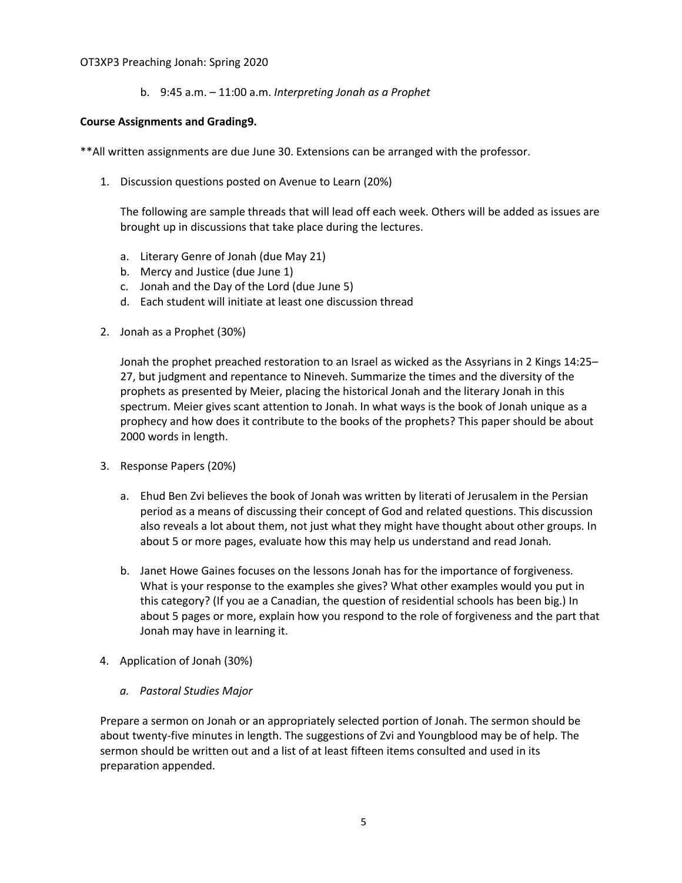b. 9:45 a.m. – 11:00 a.m. *Interpreting Jonah as a Prophet*

**Course Assignments and Grading9.**

**All written assignments are due June 30. Extensions can be arranged with the professor.

1. Discussion questions posted on Avenue to Learn (20%)

   The following are sample threads that will lead off each week. Others will be added as issues are brought up in discussions that take place during the lectures.

   a. Literary Genre of Jonah (due May 21)
   b. Mercy and Justice (due June 1)
   c. Jonah and the Day of the Lord (due June 5)
   d. Each student will initiate at least one discussion thread

2. Jonah as a Prophet (30%)

   Jonah the prophet preached restoration to an Israel as wicked as the Assyrians in 2 Kings 14:25–27, but judgment and repentance to Nineveh. Summarize the times and the diversity of the prophets as presented by Meier, placing the historical Jonah and the literary Jonah in this spectrum. Meier gives scant attention to Jonah. In what ways is the book of Jonah unique as a prophecy and how does it contribute to the books of the prophets? This paper should be about 2000 words in length.

3. Response Papers (20%)

   a. Ehud Ben Zvi believes the book of Jonah was written by literati of Jerusalem in the Persian period as a means of discussing their concept of God and related questions. This discussion also reveals a lot about them, not just what they might have thought about other groups. In about 5 or more pages, evaluate how this may help us understand and read Jonah.

   b. Janet Howe Gaines focuses on the lessons Jonah has for the importance of forgiveness. What is your response to the examples she gives? What other examples would you put in this category? (If you ae a Canadian, the question of residential schools has been big.) In about 5 pages or more, explain how you respond to the role of forgiveness and the part that Jonah may have in learning it.

4. Application of Jonah (30%)

   *a. Pastoral Studies Major*

Prepare a sermon on Jonah or an appropriately selected portion of Jonah. The sermon should be about twenty-five minutes in length. The suggestions of Zvi and Youngblood may be of help. The sermon should be written out and a list of at least fifteen items consulted and used in its preparation appended.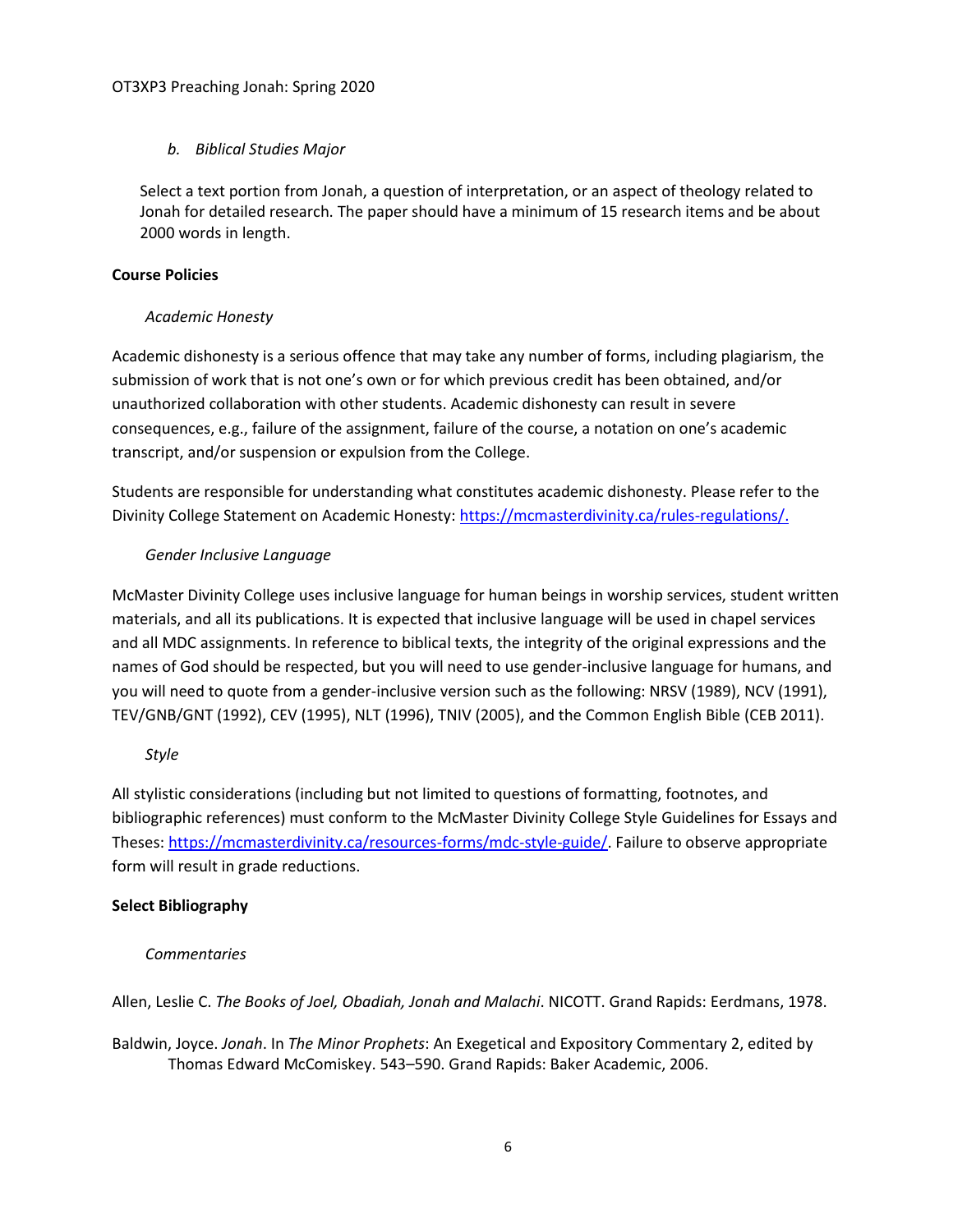*b. Biblical Studies Major*

Select a text portion from Jonah, a question of interpretation, or an aspect of theology related to Jonah for detailed research. The paper should have a minimum of 15 research items and be about 2000 words in length.

**Course Policies**

*Academic Honesty*

Academic dishonesty is a serious offence that may take any number of forms, including plagiarism, the submission of work that is not one's own or for which previous credit has been obtained, and/or unauthorized collaboration with other students. Academic dishonesty can result in severe consequences, e.g., failure of the assignment, failure of the course, a notation on one's academic transcript, and/or suspension or expulsion from the College.

Students are responsible for understanding what constitutes academic dishonesty. Please refer to the Divinity College Statement on Academic Honesty: https://mcmasterdivinity.ca/rules-regulations/.

*Gender Inclusive Language*

McMaster Divinity College uses inclusive language for human beings in worship services, student written materials, and all its publications. It is expected that inclusive language will be used in chapel services and all MDC assignments. In reference to biblical texts, the integrity of the original expressions and the names of God should be respected, but you will need to use gender-inclusive language for humans, and you will need to quote from a gender-inclusive version such as the following: NRSV (1989), NCV (1991), TEV/GNB/GNT (1992), CEV (1995), NLT (1996), TNIV (2005), and the Common English Bible (CEB 2011).

*Style*

All stylistic considerations (including but not limited to questions of formatting, footnotes, and bibliographic references) must conform to the McMaster Divinity College Style Guidelines for Essays and Theses: https://mcmasterdivinity.ca/resources-forms/mdc-style-guide/. Failure to observe appropriate form will result in grade reductions.

**Select Bibliography**

*Commentaries*

Allen, Leslie C. *The Books of Joel, Obadiah, Jonah and Malachi*. NICOTT. Grand Rapids: Eerdmans, 1978.

Baldwin, Joyce. *Jonah*. In *The Minor Prophets*: An Exegetical and Expository Commentary 2, edited by Thomas Edward McComiskey. 543–590. Grand Rapids: Baker Academic, 2006.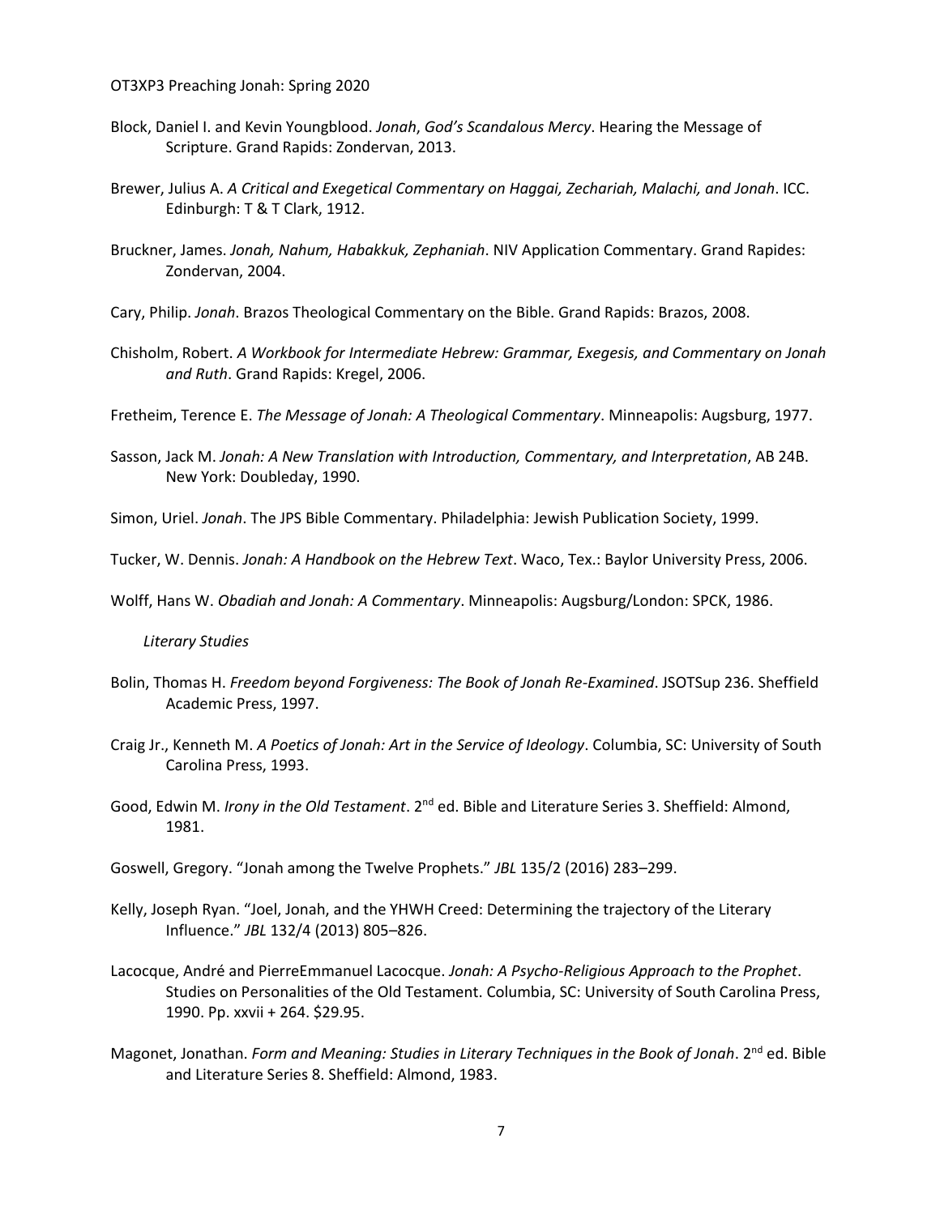Block, Daniel I. and Kevin Youngblood. *Jonah*, *God's Scandalous Mercy*. Hearing the Message of Scripture. Grand Rapids: Zondervan, 2013.

Brewer, Julius A. *A Critical and Exegetical Commentary on Haggai, Zechariah, Malachi, and Jonah*. ICC. Edinburgh: T & T Clark, 1912.

Bruckner, James. *Jonah, Nahum, Habakkuk, Zephaniah*. NIV Application Commentary. Grand Rapides: Zondervan, 2004.

Cary, Philip. *Jonah*. Brazos Theological Commentary on the Bible. Grand Rapids: Brazos, 2008.

Chisholm, Robert. *A Workbook for Intermediate Hebrew: Grammar, Exegesis, and Commentary on Jonah and Ruth*. Grand Rapids: Kregel, 2006.

Fretheim, Terence E. *The Message of Jonah: A Theological Commentary*. Minneapolis: Augsburg, 1977.

Sasson, Jack M. *Jonah: A New Translation with Introduction, Commentary, and Interpretation*, AB 24B. New York: Doubleday, 1990.

Simon, Uriel. *Jonah*. The JPS Bible Commentary. Philadelphia: Jewish Publication Society, 1999.

Tucker, W. Dennis. *Jonah: A Handbook on the Hebrew Text*. Waco, Tex.: Baylor University Press, 2006.

Wolff, Hans W. *Obadiah and Jonah: A Commentary*. Minneapolis: Augsburg/London: SPCK, 1986.

*Literary Studies*

Bolin, Thomas H. *Freedom beyond Forgiveness: The Book of Jonah Re-Examined*. JSOTSup 236. Sheffield Academic Press, 1997.

Craig Jr., Kenneth M. *A Poetics of Jonah: Art in the Service of Ideology*. Columbia, SC: University of South Carolina Press, 1993.

Good, Edwin M. *Irony in the Old Testament*. 2nd ed. Bible and Literature Series 3. Sheffield: Almond, 1981.

Goswell, Gregory. "Jonah among the Twelve Prophets." *JBL* 135/2 (2016) 283–299.

Kelly, Joseph Ryan. "Joel, Jonah, and the YHWH Creed: Determining the trajectory of the Literary Influence." *JBL* 132/4 (2013) 805–826.

Lacocque, André and PierreEmmanuel Lacocque. *Jonah: A Psycho-Religious Approach to the Prophet*. Studies on Personalities of the Old Testament. Columbia, SC: University of South Carolina Press, 1990. Pp. xxvii + 264. $29.95.

Magonet, Jonathan. *Form and Meaning: Studies in Literary Techniques in the Book of Jonah*. 2nd ed. Bible and Literature Series 8. Sheffield: Almond, 1983.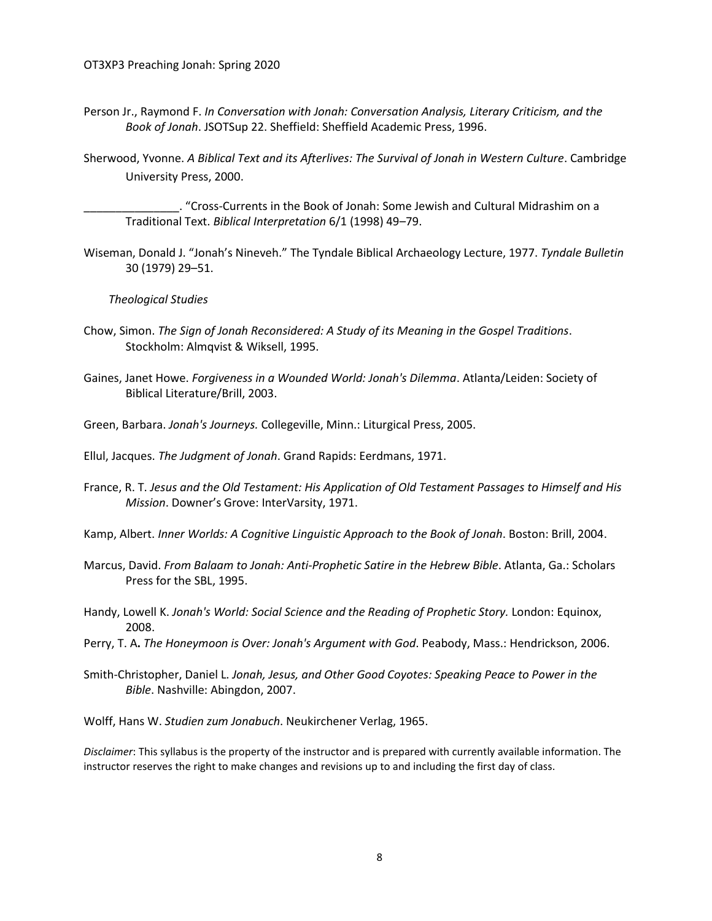Person Jr., Raymond F. *In Conversation with Jonah: Conversation Analysis, Literary Criticism, and the Book of Jonah*. JSOTSup 22. Sheffield: Sheffield Academic Press, 1996.

Sherwood, Yvonne. *A Biblical Text and its Afterlives: The Survival of Jonah in Western Culture*. Cambridge University Press, 2000.

_______________. "Cross-Currents in the Book of Jonah: Some Jewish and Cultural Midrashim on a Traditional Text. *Biblical Interpretation* 6/1 (1998) 49–79.

Wiseman, Donald J. "Jonah's Nineveh." The Tyndale Biblical Archaeology Lecture, 1977. *Tyndale Bulletin* 30 (1979) 29–51.

*Theological Studies*

Chow, Simon. *The Sign of Jonah Reconsidered: A Study of its Meaning in the Gospel Traditions*. Stockholm: Almqvist & Wiksell, 1995.

Gaines, Janet Howe. *Forgiveness in a Wounded World: Jonah's Dilemma*. Atlanta/Leiden: Society of Biblical Literature/Brill, 2003.

Green, Barbara. *Jonah's Journeys.* Collegeville, Minn.: Liturgical Press, 2005.

Ellul, Jacques. *The Judgment of Jonah*. Grand Rapids: Eerdmans, 1971.

France, R. T. *Jesus and the Old Testament: His Application of Old Testament Passages to Himself and His Mission*. Downer's Grove: InterVarsity, 1971.

Kamp, Albert. *Inner Worlds: A Cognitive Linguistic Approach to the Book of Jonah*. Boston: Brill, 2004.

Marcus, David. *From Balaam to Jonah: Anti-Prophetic Satire in the Hebrew Bible*. Atlanta, Ga.: Scholars Press for the SBL, 1995.

Handy, Lowell K. *Jonah's World: Social Science and the Reading of Prophetic Story.* London: Equinox, 2008.

Perry, T. A**.** *The Honeymoon is Over: Jonah's Argument with God*. Peabody, Mass.: Hendrickson, 2006.

Smith-Christopher, Daniel L. *Jonah, Jesus, and Other Good Coyotes: Speaking Peace to Power in the Bible*. Nashville: Abingdon, 2007.

Wolff, Hans W. *Studien zum Jonabuch*. Neukirchener Verlag, 1965.

*Disclaimer*: This syllabus is the property of the instructor and is prepared with currently available information. The instructor reserves the right to make changes and revisions up to and including the first day of class.